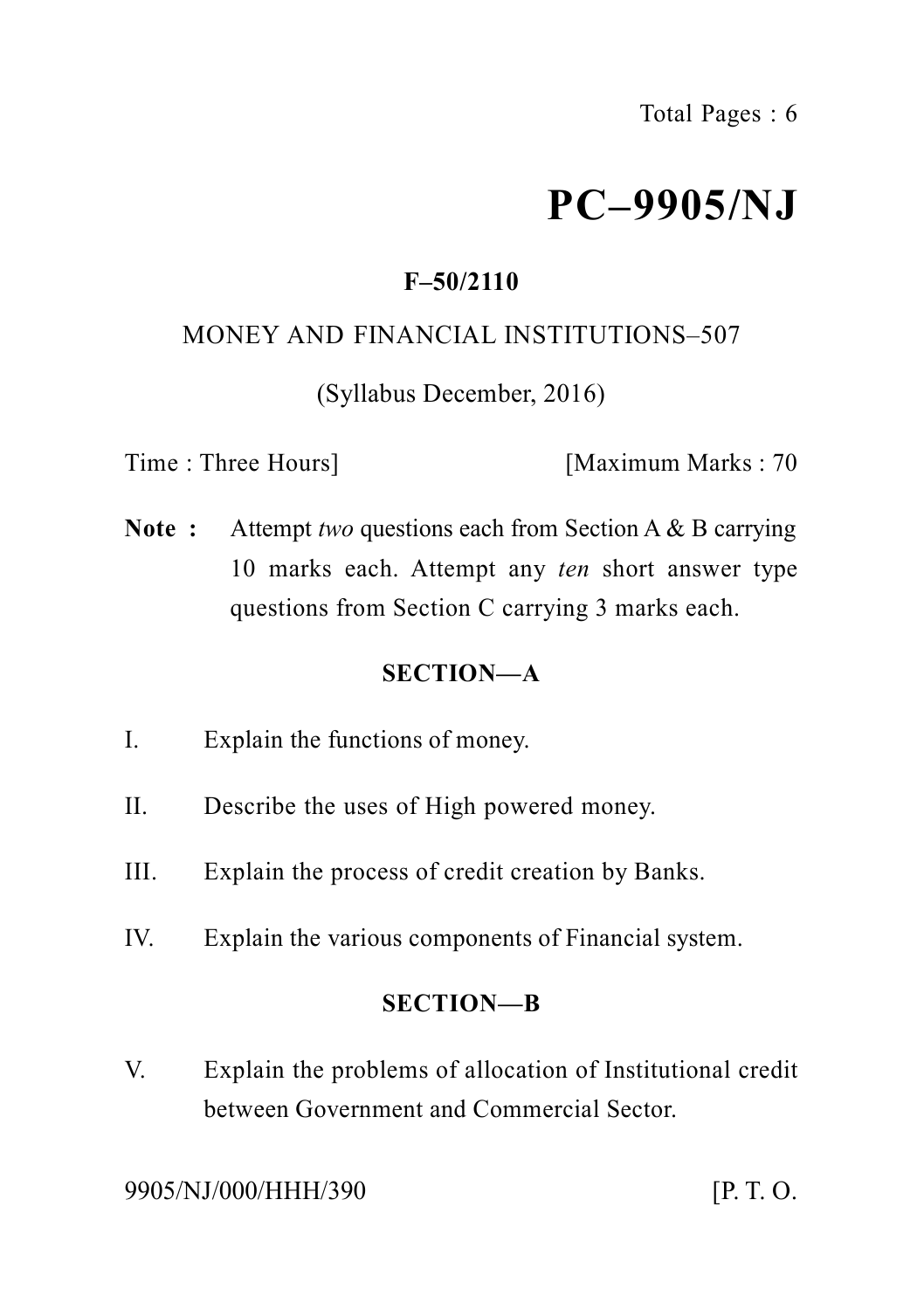Total Pages : 6

# PC–9905/NJ

**F–50/2110**

MONEY AND FINANCIAL INSTITUTIONS–507

(Syllabus December, 2016)

Time : Three Hours] [Maximum Marks : 70

**Note :** Attempt *two* questions each from Section A & B carrying 10 marks each. Attempt any *ten* short answer type questions from Section C carrying 3 marks each.

## SECTION—A

I. Explain the functions of money.

II. Describe the uses of High powered money.

III. Explain the process of credit creation by Banks.

IV. Explain the various components of Financial system.

## SECTION—B

V. Explain the problems of allocation of Institutional credit between Government and Commercial Sector.

9905/NJ/000/HHH/390 [P. T. O.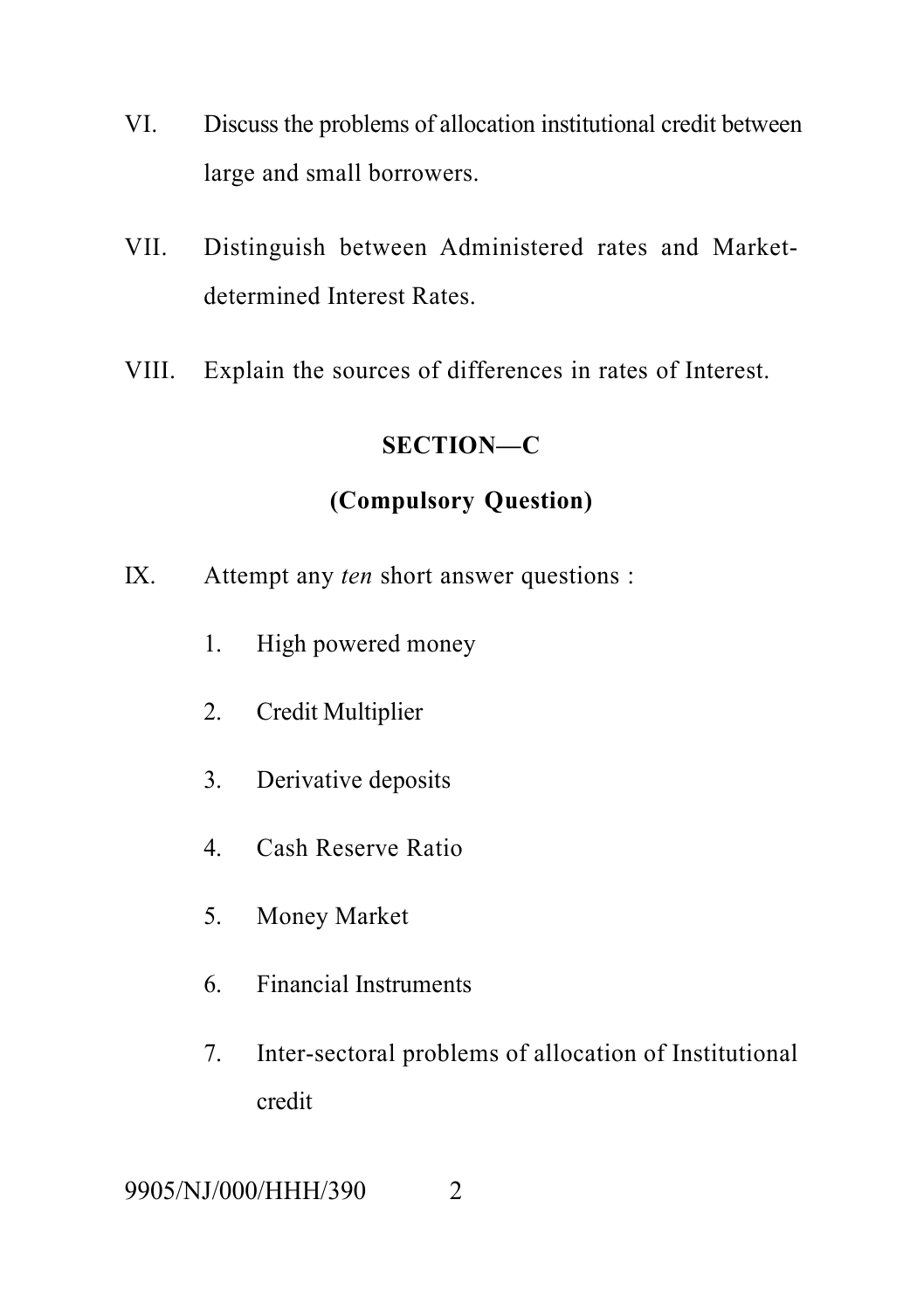VI. Discuss the problems of allocation institutional credit between large and small borrowers.

VII. Distinguish between Administered rates and Market-determined Interest Rates.

VIII. Explain the sources of differences in rates of Interest.

## SECTION—C

### (Compulsory Question)

IX. Attempt any *ten* short answer questions :

1. High powered money
2. Credit Multiplier
3. Derivative deposits
4. Cash Reserve Ratio
5. Money Market
6. Financial Instruments
7. Inter-sectoral problems of allocation of Institutional credit

9905/NJ/000/HHH/390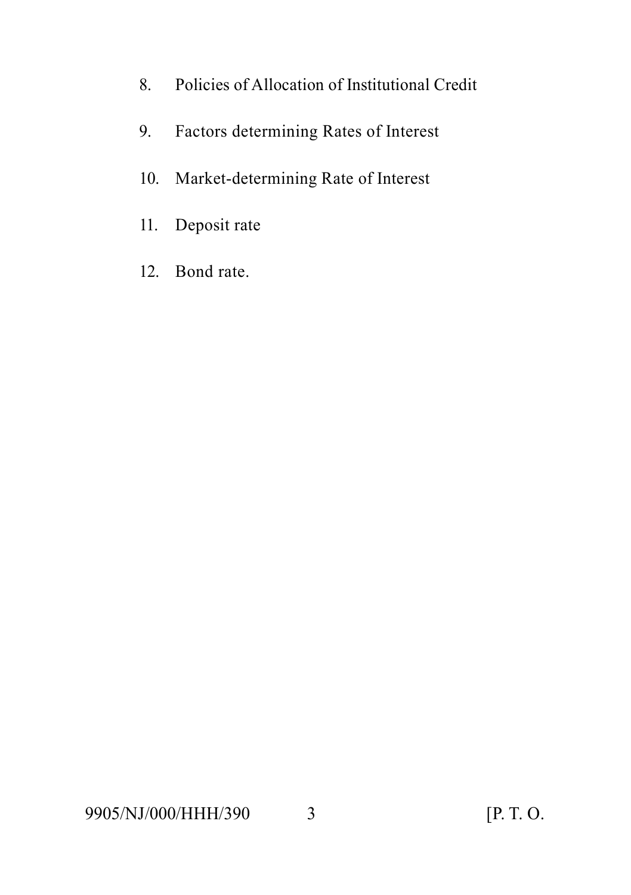8. Policies of Allocation of Institutional Credit

9. Factors determining Rates of Interest

10. Market-determining Rate of Interest

11. Deposit rate

12. Bond rate.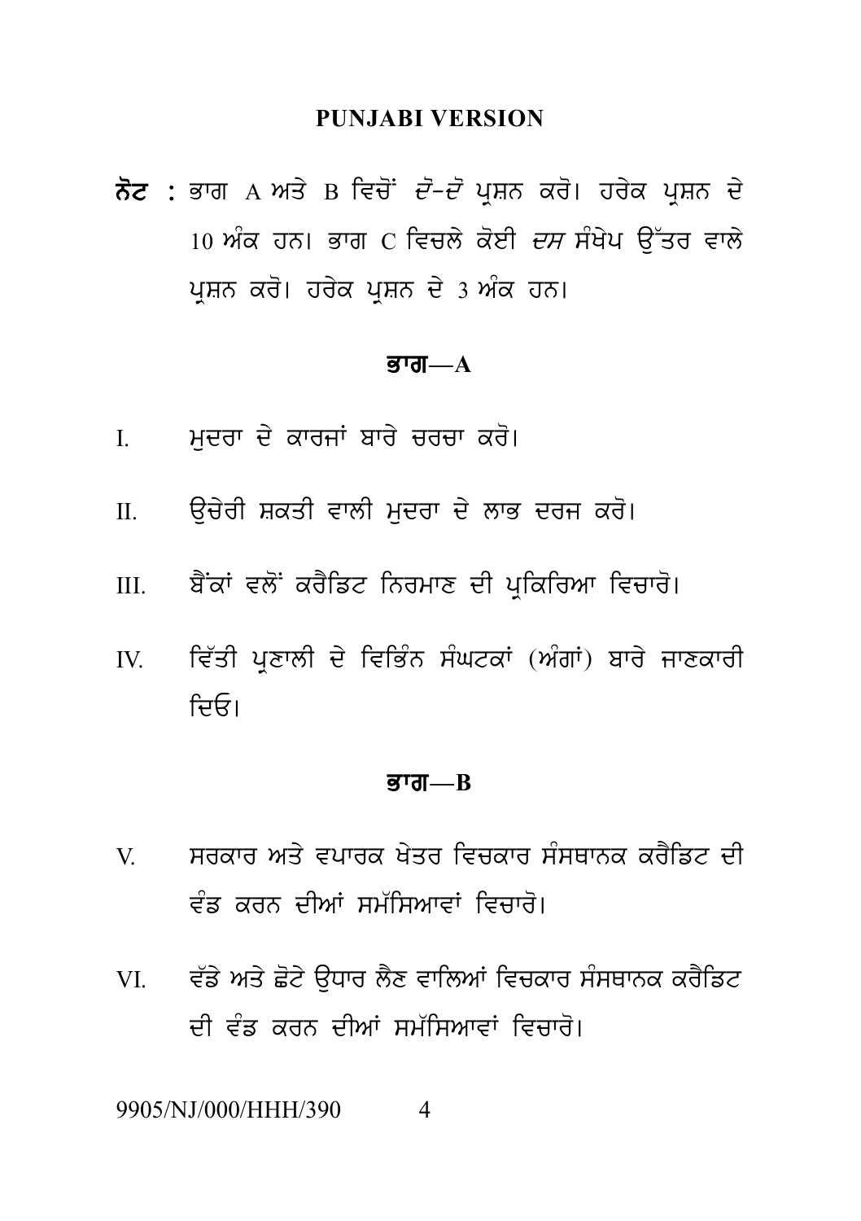## PUNJABI VERSION

**ਨੋਟ :** ਭਾਗ A ਅਤੇ B ਵਿਚੋਂ *ਦੋ-ਦੋ* ਪ੍ਰਸ਼ਨ ਕਰੋ। ਹਰੇਕ ਪ੍ਰਸ਼ਨ ਦੇ 10 ਅੰਕ ਹਨ। ਭਾਗ C ਵਿਚਲੇ ਕੋਈ *ਦਸ* ਸੰਖੇਪ ਉੱਤਰ ਵਾਲੇ ਪ੍ਰਸ਼ਨ ਕਰੋ। ਹਰੇਕ ਪ੍ਰਸ਼ਨ ਦੇ 3 ਅੰਕ ਹਨ।

### ਭਾਗ—A

I. ਮੁਦਰਾ ਦੇ ਕਾਰਜਾਂ ਬਾਰੇ ਚਰਚਾ ਕਰੋ।

II. ਉਚੇਰੀ ਸ਼ਕਤੀ ਵਾਲੀ ਮੁਦਰਾ ਦੇ ਲਾਭ ਦਰਜ ਕਰੋ।

III. ਬੈਂਕਾਂ ਵਲੋਂ ਕਰੈਡਿਟ ਨਿਰਮਾਣ ਦੀ ਪ੍ਰਕਿਰਿਆ ਵਿਚਾਰੋ।

IV. ਵਿੱਤੀ ਪ੍ਰਣਾਲੀ ਦੇ ਵਿਭਿੰਨ ਸੰਘਟਕਾਂ (ਅੰਗਾਂ) ਬਾਰੇ ਜਾਣਕਾਰੀ ਦਿਓ।

### ਭਾਗ—B

V. ਸਰਕਾਰ ਅਤੇ ਵਪਾਰਕ ਖੇਤਰ ਵਿਚਕਾਰ ਸੰਸਥਾਨਕ ਕਰੈਡਿਟ ਦੀ ਵੰਡ ਕਰਨ ਦੀਆਂ ਸਮੱਸਿਆਵਾਂ ਵਿਚਾਰੋ।

VI. ਵੱਡੇ ਅਤੇ ਛੋਟੇ ਉਧਾਰ ਲੈਣ ਵਾਲਿਆਂ ਵਿਚਕਾਰ ਸੰਸਥਾਨਕ ਕਰੈਡਿਟ ਦੀ ਵੰਡ ਕਰਨ ਦੀਆਂ ਸਮੱਸਿਆਵਾਂ ਵਿਚਾਰੋ।

9905/NJ/000/HHH/390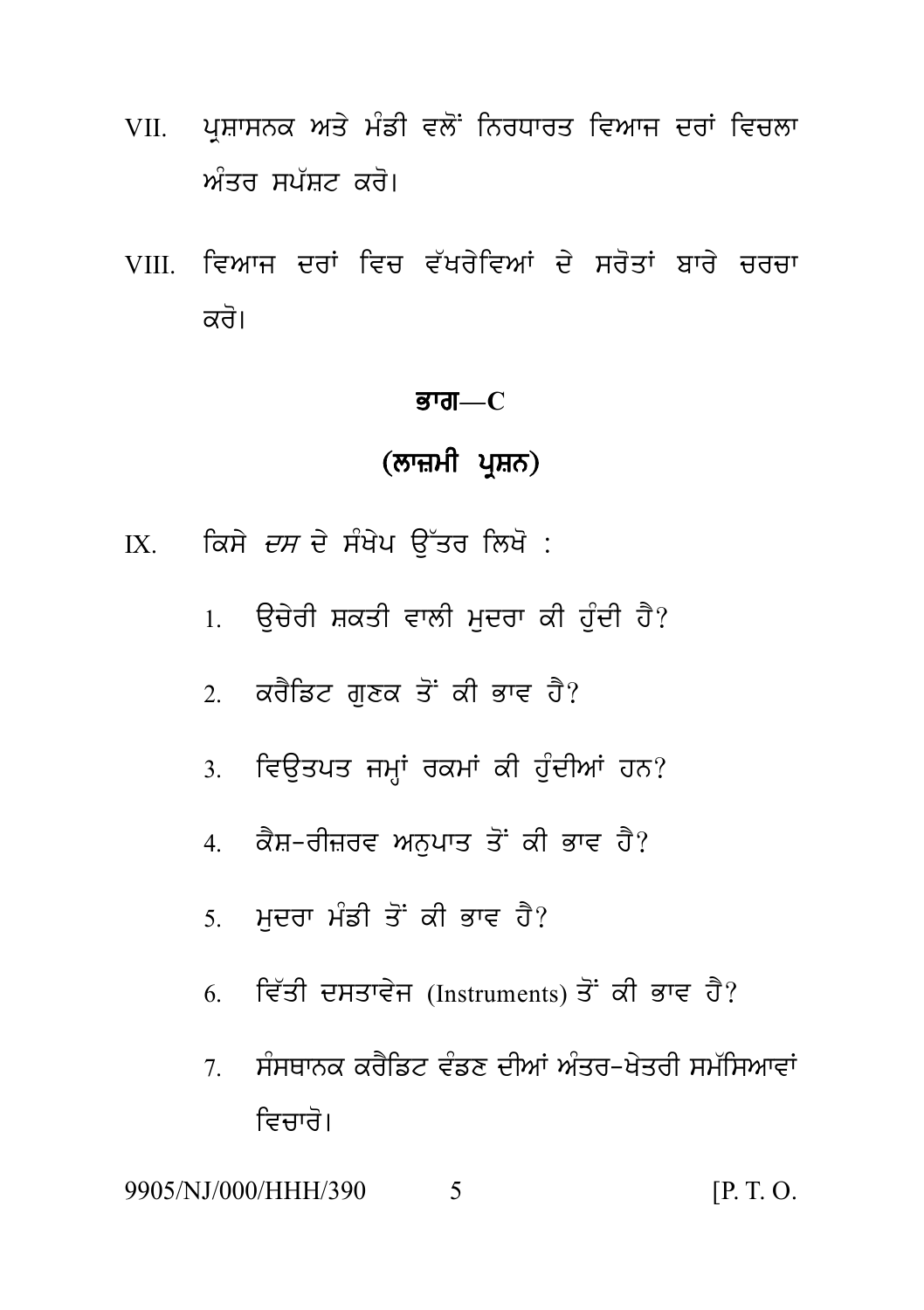VII. ਪ੍ਰਸ਼ਾਸਨਕ ਅਤੇ ਮੰਡੀ ਵਲੋਂ ਨਿਰਧਾਰਤ ਵਿਆਜ ਦਰਾਂ ਵਿਚਲਾ ਅੰਤਰ ਸਪੱਸ਼ਟ ਕਰੋ।

VIII. ਵਿਆਜ ਦਰਾਂ ਵਿਚ ਵੱਖਰੇਵਿਆਂ ਦੇ ਸਰੋਤਾਂ ਬਾਰੇ ਚਰਚਾ ਕਰੋ।

## ਭਾਗ—C

## (ਲਾਜ਼ਮੀ ਪ੍ਰਸ਼ਨ)

IX. ਕਿਸੇ *ਦਸ* ਦੇ ਸੰਖੇਪ ਉੱਤਰ ਲਿਖੋ :

1. ਉਚੇਰੀ ਸ਼ਕਤੀ ਵਾਲੀ ਮੁਦਰਾ ਕੀ ਹੁੰਦੀ ਹੈ?
2. ਕਰੈਡਿਟ ਗੁਣਕ ਤੋਂ ਕੀ ਭਾਵ ਹੈ?
3. ਵਿਉਤਪਤ ਜਮ੍ਹਾਂ ਰਕਮਾਂ ਕੀ ਹੁੰਦੀਆਂ ਹਨ?
4. ਕੈਸ਼-ਰੀਜ਼ਰਵ ਅਨੁਪਾਤ ਤੋਂ ਕੀ ਭਾਵ ਹੈ?
5. ਮੁਦਰਾ ਮੰਡੀ ਤੋਂ ਕੀ ਭਾਵ ਹੈ?
6. ਵਿੱਤੀ ਦਸਤਾਵੇਜ (Instruments) ਤੋਂ ਕੀ ਭਾਵ ਹੈ?
7. ਸੰਸਥਾਨਕ ਕਰੈਡਿਟ ਵੰਡਣ ਦੀਆਂ ਅੰਤਰ-ਖੇਤਰੀ ਸਮੱਸਿਆਵਾਂ ਵਿਚਾਰੋ।

9905/NJ/000/HHH/390 [P. T. O.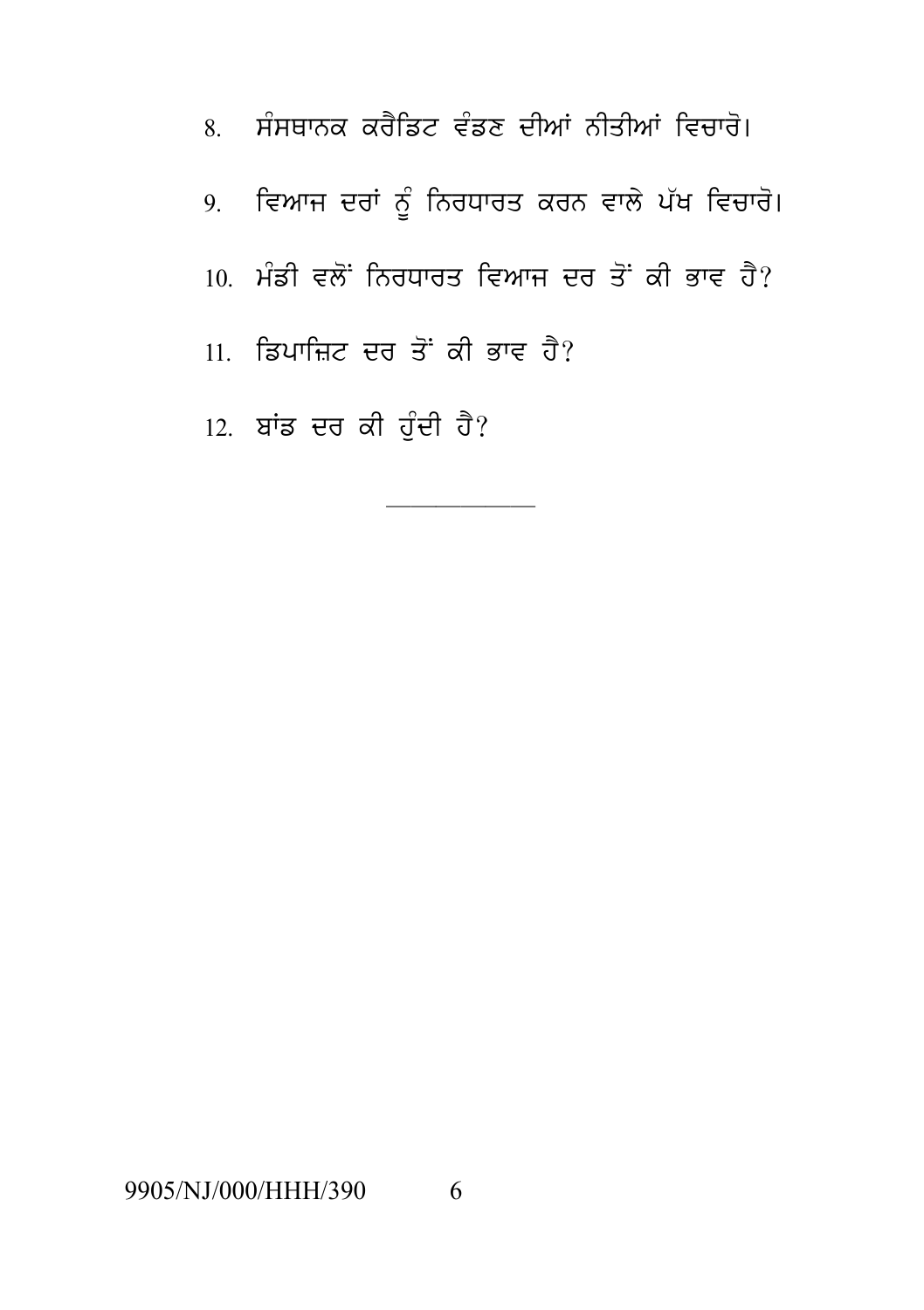8. ਸੰਸਥਾਨਕ ਕਰੈਡਿਟ ਵੰਡਣ ਦੀਆਂ ਨੀਤੀਆਂ ਵਿਚਾਰੋ।

9. ਵਿਆਜ ਦਰਾਂ ਨੂੰ ਨਿਰਧਾਰਤ ਕਰਨ ਵਾਲੇ ਪੱਖ ਵਿਚਾਰੋ।

10. ਮੰਡੀ ਵਲੋਂ ਨਿਰਧਾਰਤ ਵਿਆਜ ਦਰ ਤੋਂ ਕੀ ਭਾਵ ਹੈ?

11. ਡਿਪਾਜ਼ਿਟ ਦਰ ਤੋਂ ਕੀ ਭਾਵ ਹੈ?

12. ਬਾਂਡ ਦਰ ਕੀ ਹੁੰਦੀ ਹੈ?

---

9905/NJ/000/HHH/390